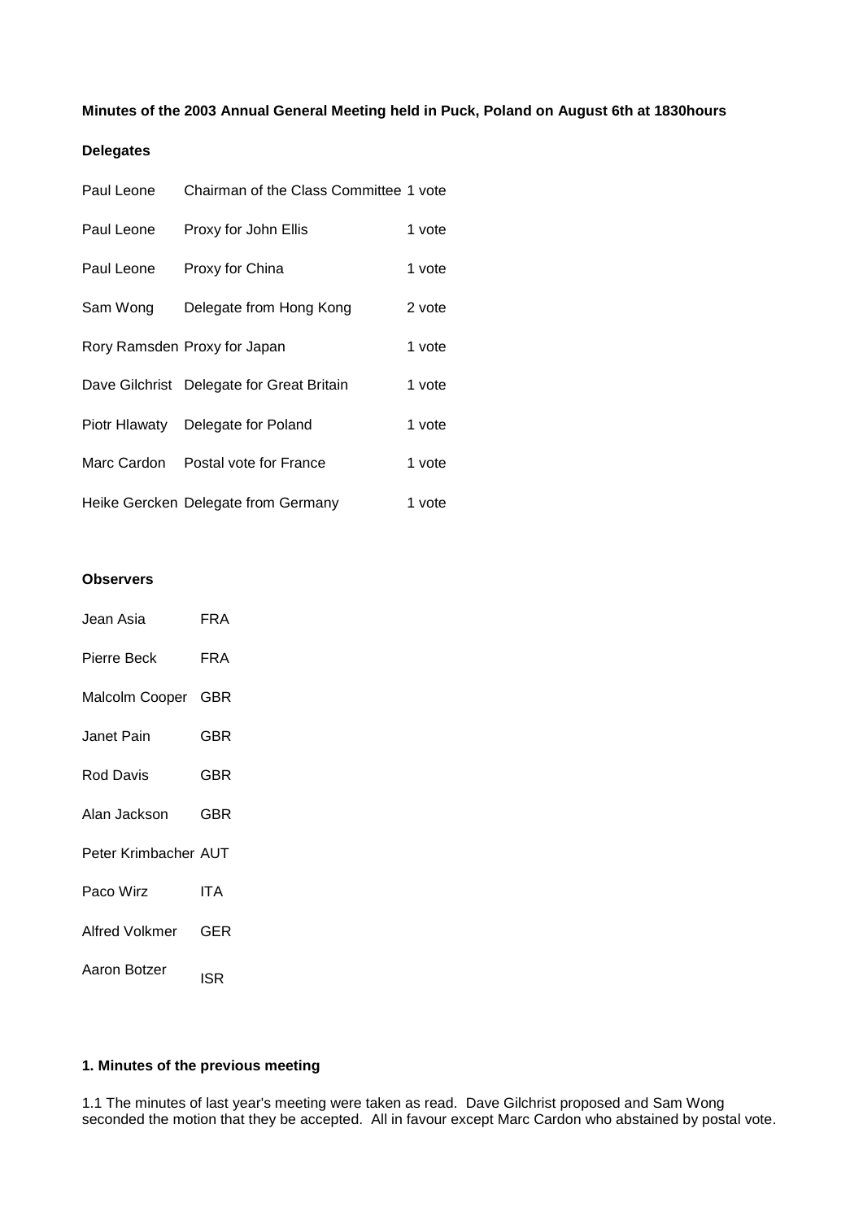**Minutes of the 2003 Annual General Meeting held in Puck, Poland on August 6th at 1830hours**

**Delegates**

| | | |
|---|---|---|
| Paul Leone | Chairman of the Class Committee | 1 vote |
| Paul Leone | Proxy for John Ellis | 1 vote |
| Paul Leone | Proxy for China | 1 vote |
| Sam Wong | Delegate from Hong Kong | 2 vote |
| Rory Ramsden | Proxy for Japan | 1 vote |
| Dave Gilchrist | Delegate for Great Britain | 1 vote |
| Piotr Hlawaty | Delegate for Poland | 1 vote |
| Marc Cardon | Postal vote for France | 1 vote |
| Heike Gercken | Delegate from Germany | 1 vote |

**Observers**

| | |
|---|---|
| Jean Asia | FRA |
| Pierre Beck | FRA |
| Malcolm Cooper | GBR |
| Janet Pain | GBR |
| Rod Davis | GBR |
| Alan Jackson | GBR |
| Peter Krimbacher | AUT |
| Paco Wirz | ITA |
| Alfred Volkmer | GER |
| Aaron Botzer | ISR |

**1. Minutes of the previous meeting**

1.1 The minutes of last year's meeting were taken as read. Dave Gilchrist proposed and Sam Wong seconded the motion that they be accepted. All in favour except Marc Cardon who abstained by postal vote.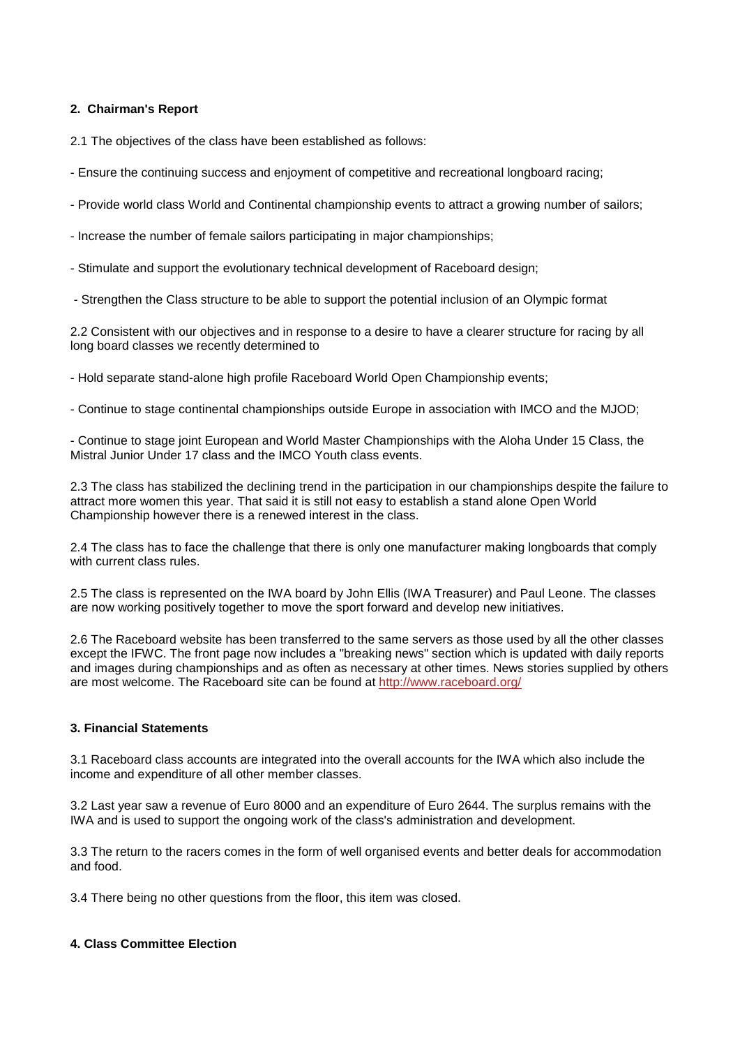## 2. Chairman's Report

2.1 The objectives of the class have been established as follows:

- Ensure the continuing success and enjoyment of competitive and recreational longboard racing;

- Provide world class World and Continental championship events to attract a growing number of sailors;

- Increase the number of female sailors participating in major championships;

- Stimulate and support the evolutionary technical development of Raceboard design;

- Strengthen the Class structure to be able to support the potential inclusion of an Olympic format

2.2 Consistent with our objectives and in response to a desire to have a clearer structure for racing by all long board classes we recently determined to

- Hold separate stand-alone high profile Raceboard World Open Championship events;

- Continue to stage continental championships outside Europe in association with IMCO and the MJOD;

- Continue to stage joint European and World Master Championships with the Aloha Under 15 Class, the Mistral Junior Under 17 class and the IMCO Youth class events.

2.3 The class has stabilized the declining trend in the participation in our championships despite the failure to attract more women this year. That said it is still not easy to establish a stand alone Open World Championship however there is a renewed interest in the class.

2.4 The class has to face the challenge that there is only one manufacturer making longboards that comply with current class rules.

2.5 The class is represented on the IWA board by John Ellis (IWA Treasurer) and Paul Leone. The classes are now working positively together to move the sport forward and develop new initiatives.

2.6 The Raceboard website has been transferred to the same servers as those used by all the other classes except the IFWC. The front page now includes a "breaking news" section which is updated with daily reports and images during championships and as often as necessary at other times. News stories supplied by others are most welcome. The Raceboard site can be found at [http://www.raceboard.org/](http://www.raceboard.org/)

## 3. Financial Statements

3.1 Raceboard class accounts are integrated into the overall accounts for the IWA which also include the income and expenditure of all other member classes.

3.2 Last year saw a revenue of Euro 8000 and an expenditure of Euro 2644. The surplus remains with the IWA and is used to support the ongoing work of the class's administration and development.

3.3 The return to the racers comes in the form of well organised events and better deals for accommodation and food.

3.4 There being no other questions from the floor, this item was closed.

## 4. Class Committee Election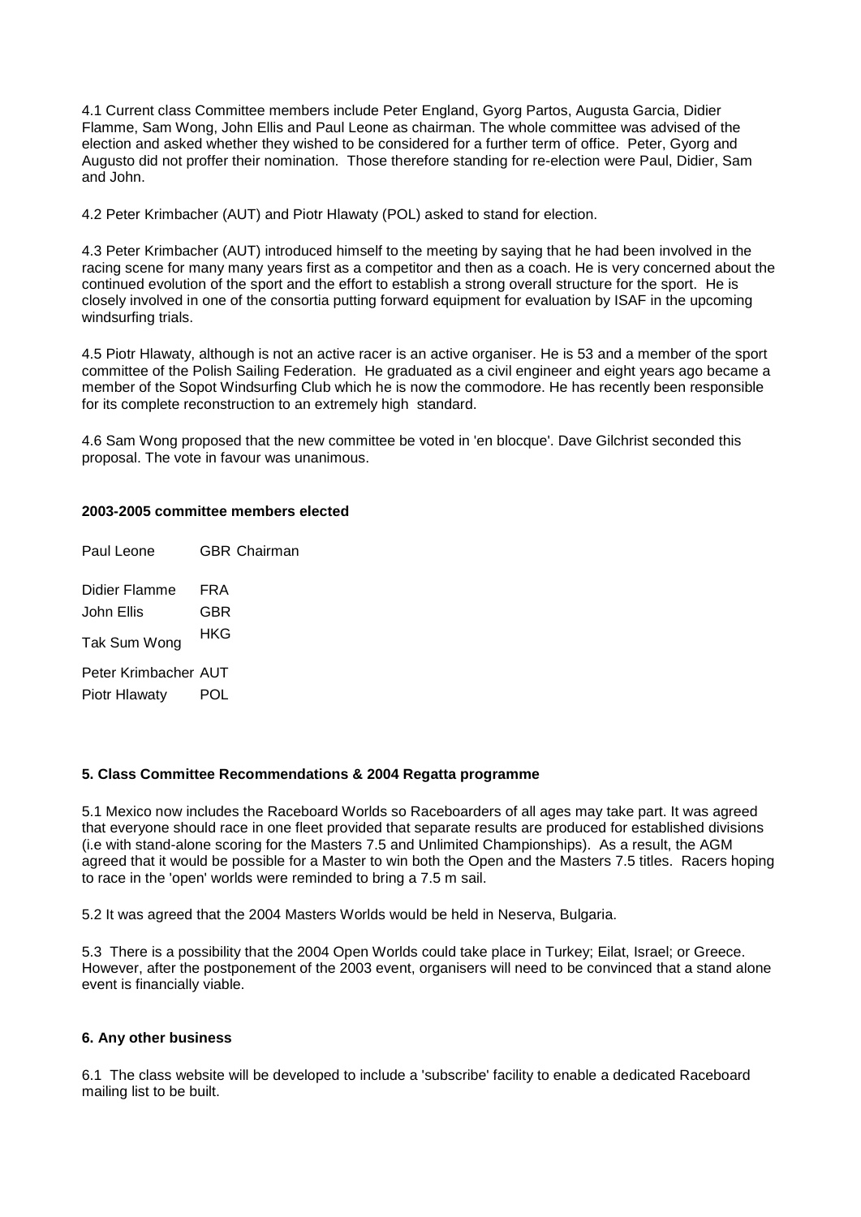4.1 Current class Committee members include Peter England, Gyorg Partos, Augusta Garcia, Didier Flamme, Sam Wong, John Ellis and Paul Leone as chairman. The whole committee was advised of the election and asked whether they wished to be considered for a further term of office. Peter, Gyorg and Augusto did not proffer their nomination. Those therefore standing for re-election were Paul, Didier, Sam and John.

4.2 Peter Krimbacher (AUT) and Piotr Hlawaty (POL) asked to stand for election.

4.3 Peter Krimbacher (AUT) introduced himself to the meeting by saying that he had been involved in the racing scene for many many years first as a competitor and then as a coach. He is very concerned about the continued evolution of the sport and the effort to establish a strong overall structure for the sport. He is closely involved in one of the consortia putting forward equipment for evaluation by ISAF in the upcoming windsurfing trials.

4.5 Piotr Hlawaty, although is not an active racer is an active organiser. He is 53 and a member of the sport committee of the Polish Sailing Federation. He graduated as a civil engineer and eight years ago became a member of the Sopot Windsurfing Club which he is now the commodore. He has recently been responsible for its complete reconstruction to an extremely high standard.

4.6 Sam Wong proposed that the new committee be voted in 'en blocque'. Dave Gilchrist seconded this proposal. The vote in favour was unanimous.

**2003-2005 committee members elected**

| | |
|---|---|
| Paul Leone | GBR Chairman |
| Didier Flamme | FRA |
| John Ellis | GBR |
| Tak Sum Wong | HKG |
| Peter Krimbacher | AUT |
| Piotr Hlawaty | POL |

**5. Class Committee Recommendations & 2004 Regatta programme**

5.1 Mexico now includes the Raceboard Worlds so Raceboarders of all ages may take part. It was agreed that everyone should race in one fleet provided that separate results are produced for established divisions (i.e with stand-alone scoring for the Masters 7.5 and Unlimited Championships). As a result, the AGM agreed that it would be possible for a Master to win both the Open and the Masters 7.5 titles. Racers hoping to race in the 'open' worlds were reminded to bring a 7.5 m sail.

5.2 It was agreed that the 2004 Masters Worlds would be held in Neserva, Bulgaria.

5.3 There is a possibility that the 2004 Open Worlds could take place in Turkey; Eilat, Israel; or Greece. However, after the postponement of the 2003 event, organisers will need to be convinced that a stand alone event is financially viable.

**6. Any other business**

6.1 The class website will be developed to include a 'subscribe' facility to enable a dedicated Raceboard mailing list to be built.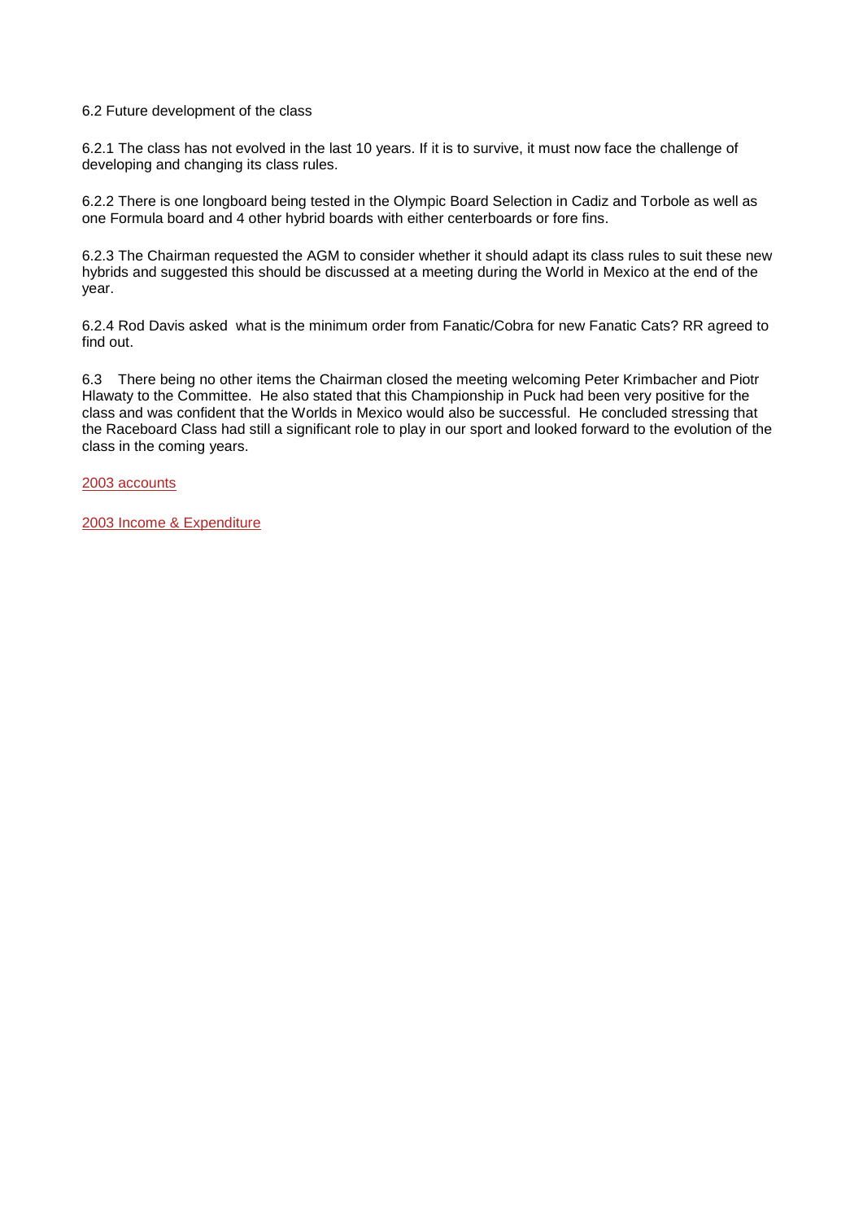6.2 Future development of the class

6.2.1 The class has not evolved in the last 10 years. If it is to survive, it must now face the challenge of developing and changing its class rules.

6.2.2 There is one longboard being tested in the Olympic Board Selection in Cadiz and Torbole as well as one Formula board and 4 other hybrid boards with either centerboards or fore fins.

6.2.3 The Chairman requested the AGM to consider whether it should adapt its class rules to suit these new hybrids and suggested this should be discussed at a meeting during the World in Mexico at the end of the year.

6.2.4 Rod Davis asked what is the minimum order from Fanatic/Cobra for new Fanatic Cats? RR agreed to find out.

6.3 There being no other items the Chairman closed the meeting welcoming Peter Krimbacher and Piotr Hlawaty to the Committee. He also stated that this Championship in Puck had been very positive for the class and was confident that the Worlds in Mexico would also be successful. He concluded stressing that the Raceboard Class had still a significant role to play in our sport and looked forward to the evolution of the class in the coming years.

2003 accounts

2003 Income & Expenditure